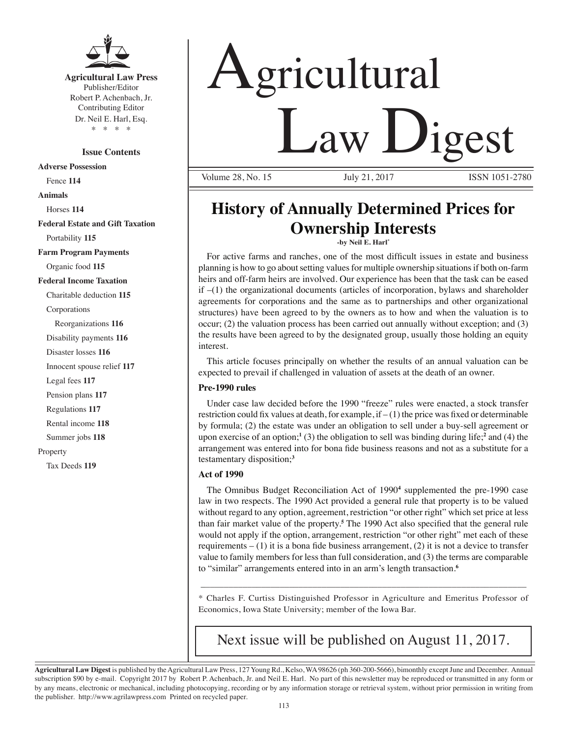**Agricultural Law Press**
Publisher/Editor
Robert P. Achenbach, Jr.
Contributing Editor
Dr. Neil E. Harl, Esq.
\* \* \* \*

**Issue Contents**

**Adverse Possession**
- Fence **114**

**Animals**
- Horses **114**

**Federal Estate and Gift Taxation**
- Portability **115**

**Farm Program Payments**
- Organic food **115**

**Federal Income Taxation**
- Charitable deduction **115**
- Corporations
  - Reorganizations **116**
- Disability payments **116**
- Disaster losses **116**
- Innocent spouse relief **117**
- Legal fees **117**
- Pension plans **117**
- Regulations **117**
- Rental income **118**
- Summer jobs **118**

Property
- Tax Deeds **119**

# Agricultural Law Digest

Volume 28, No. 15 July 21, 2017 ISSN 1051-2780

## History of Annually Determined Prices for Ownership Interests

**-by Neil E. Harl\***

For active farms and ranches, one of the most difficult issues in estate and business planning is how to go about setting values for multiple ownership situations if both on-farm heirs and off-farm heirs are involved. Our experience has been that the task can be eased if –(1) the organizational documents (articles of incorporation, bylaws and shareholder agreements for corporations and the same as to partnerships and other organizational structures) have been agreed to by the owners as to how and when the valuation is to occur; (2) the valuation process has been carried out annually without exception; and (3) the results have been agreed to by the designated group, usually those holding an equity interest.

This article focuses principally on whether the results of an annual valuation can be expected to prevail if challenged in valuation of assets at the death of an owner.

**Pre-1990 rules**

Under case law decided before the 1990 "freeze" rules were enacted, a stock transfer restriction could fix values at death, for example, if – (1) the price was fixed or determinable by formula; (2) the estate was under an obligation to sell under a buy-sell agreement or upon exercise of an option;[1] (3) the obligation to sell was binding during life;[2] and (4) the arrangement was entered into for bona fide business reasons and not as a substitute for a testamentary disposition;[3]

**Act of 1990**

The Omnibus Budget Reconciliation Act of 1990[4] supplemented the pre-1990 case law in two respects. The 1990 Act provided a general rule that property is to be valued without regard to any option, agreement, restriction "or other right" which set price at less than fair market value of the property.[5] The 1990 Act also specified that the general rule would not apply if the option, arrangement, restriction "or other right" met each of these requirements – (1) it is a bona fide business arrangement, (2) it is not a device to transfer value to family members for less than full consideration, and (3) the terms are comparable to "similar" arrangements entered into in an arm's length transaction.[6]

---

\* Charles F. Curtiss Distinguished Professor in Agriculture and Emeritus Professor of Economics, Iowa State University; member of the Iowa Bar.

Next issue will be published on August 11, 2017.

**Agricultural Law Digest** is published by the Agricultural Law Press, 127 Young Rd., Kelso, WA 98626 (ph 360-200-5666), bimonthly except June and December. Annual subscription $90 by e-mail. Copyright 2017 by Robert P. Achenbach, Jr. and Neil E. Harl. No part of this newsletter may be reproduced or transmitted in any form or by any means, electronic or mechanical, including photocopying, recording or by any information storage or retrieval system, without prior permission in writing from the publisher. http://www.agrilawpress.com Printed on recycled paper.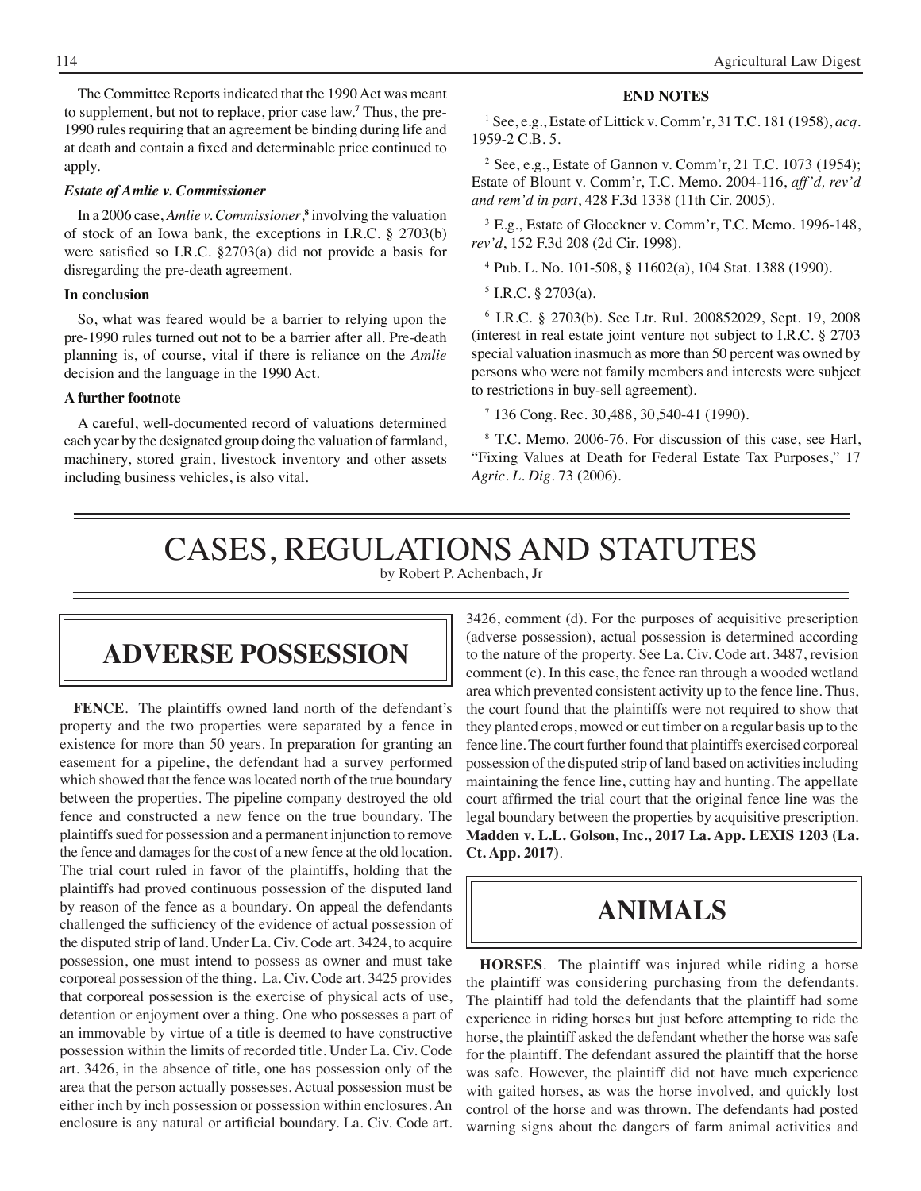The Committee Reports indicated that the 1990 Act was meant to supplement, but not to replace, prior case law.[7] Thus, the pre-1990 rules requiring that an agreement be binding during life and at death and contain a fixed and determinable price continued to apply.

***Estate of Amlie v. Commissioner***

In a 2006 case, *Amlie v. Commissioner*,[8] involving the valuation of stock of an Iowa bank, the exceptions in I.R.C. § 2703(b) were satisfied so I.R.C. §2703(a) did not provide a basis for disregarding the pre-death agreement.

**In conclusion**

So, what was feared would be a barrier to relying upon the pre-1990 rules turned out not to be a barrier after all. Pre-death planning is, of course, vital if there is reliance on the *Amlie* decision and the language in the 1990 Act.

**A further footnote**

A careful, well-documented record of valuations determined each year by the designated group doing the valuation of farmland, machinery, stored grain, livestock inventory and other assets including business vehicles, is also vital.

**END NOTES**

[1] See, e.g., Estate of Littick v. Comm'r, 31 T.C. 181 (1958), *acq*. 1959-2 C.B. 5.

[2] See, e.g., Estate of Gannon v. Comm'r, 21 T.C. 1073 (1954); Estate of Blount v. Comm'r, T.C. Memo. 2004-116, *aff'd, rev'd and rem'd in part*, 428 F.3d 1338 (11th Cir. 2005).

[3] E.g., Estate of Gloeckner v. Comm'r, T.C. Memo. 1996-148, *rev'd*, 152 F.3d 208 (2d Cir. 1998).

[4] Pub. L. No. 101-508, § 11602(a), 104 Stat. 1388 (1990).

[5] I.R.C. § 2703(a).

[6] I.R.C. § 2703(b). See Ltr. Rul. 200852029, Sept. 19, 2008 (interest in real estate joint venture not subject to I.R.C. § 2703 special valuation inasmuch as more than 50 percent was owned by persons who were not family members and interests were subject to restrictions in buy-sell agreement).

[7] 136 Cong. Rec. 30,488, 30,540-41 (1990).

[8] T.C. Memo. 2006-76. For discussion of this case, see Harl, "Fixing Values at Death for Federal Estate Tax Purposes," 17 *Agric. L. Dig*. 73 (2006).

# CASES, REGULATIONS AND STATUTES

by Robert P. Achenbach, Jr

## ADVERSE POSSESSION

**FENCE**. The plaintiffs owned land north of the defendant's property and the two properties were separated by a fence in existence for more than 50 years. In preparation for granting an easement for a pipeline, the defendant had a survey performed which showed that the fence was located north of the true boundary between the properties. The pipeline company destroyed the old fence and constructed a new fence on the true boundary. The plaintiffs sued for possession and a permanent injunction to remove the fence and damages for the cost of a new fence at the old location. The trial court ruled in favor of the plaintiffs, holding that the plaintiffs had proved continuous possession of the disputed land by reason of the fence as a boundary. On appeal the defendants challenged the sufficiency of the evidence of actual possession of the disputed strip of land. Under La. Civ. Code art. 3424, to acquire possession, one must intend to possess as owner and must take corporeal possession of the thing. La. Civ. Code art. 3425 provides that corporeal possession is the exercise of physical acts of use, detention or enjoyment over a thing. One who possesses a part of an immovable by virtue of a title is deemed to have constructive possession within the limits of recorded title. Under La. Civ. Code art. 3426, in the absence of title, one has possession only of the area that the person actually possesses. Actual possession must be either inch by inch possession or possession within enclosures. An enclosure is any natural or artificial boundary. La. Civ. Code art. 3426, comment (d). For the purposes of acquisitive prescription (adverse possession), actual possession is determined according to the nature of the property. See La. Civ. Code art. 3487, revision comment (c). In this case, the fence ran through a wooded wetland area which prevented consistent activity up to the fence line. Thus, the court found that the plaintiffs were not required to show that they planted crops, mowed or cut timber on a regular basis up to the fence line. The court further found that plaintiffs exercised corporeal possession of the disputed strip of land based on activities including maintaining the fence line, cutting hay and hunting. The appellate court affirmed the trial court that the original fence line was the legal boundary between the properties by acquisitive prescription. **Madden v. L.L. Golson, Inc., 2017 La. App. LEXIS 1203 (La. Ct. App. 2017)**.

## ANIMALS

**HORSES**. The plaintiff was injured while riding a horse the plaintiff was considering purchasing from the defendants. The plaintiff had told the defendants that the plaintiff had some experience in riding horses but just before attempting to ride the horse, the plaintiff asked the defendant whether the horse was safe for the plaintiff. The defendant assured the plaintiff that the horse was safe. However, the plaintiff did not have much experience with gaited horses, as was the horse involved, and quickly lost control of the horse and was thrown. The defendants had posted warning signs about the dangers of farm animal activities and